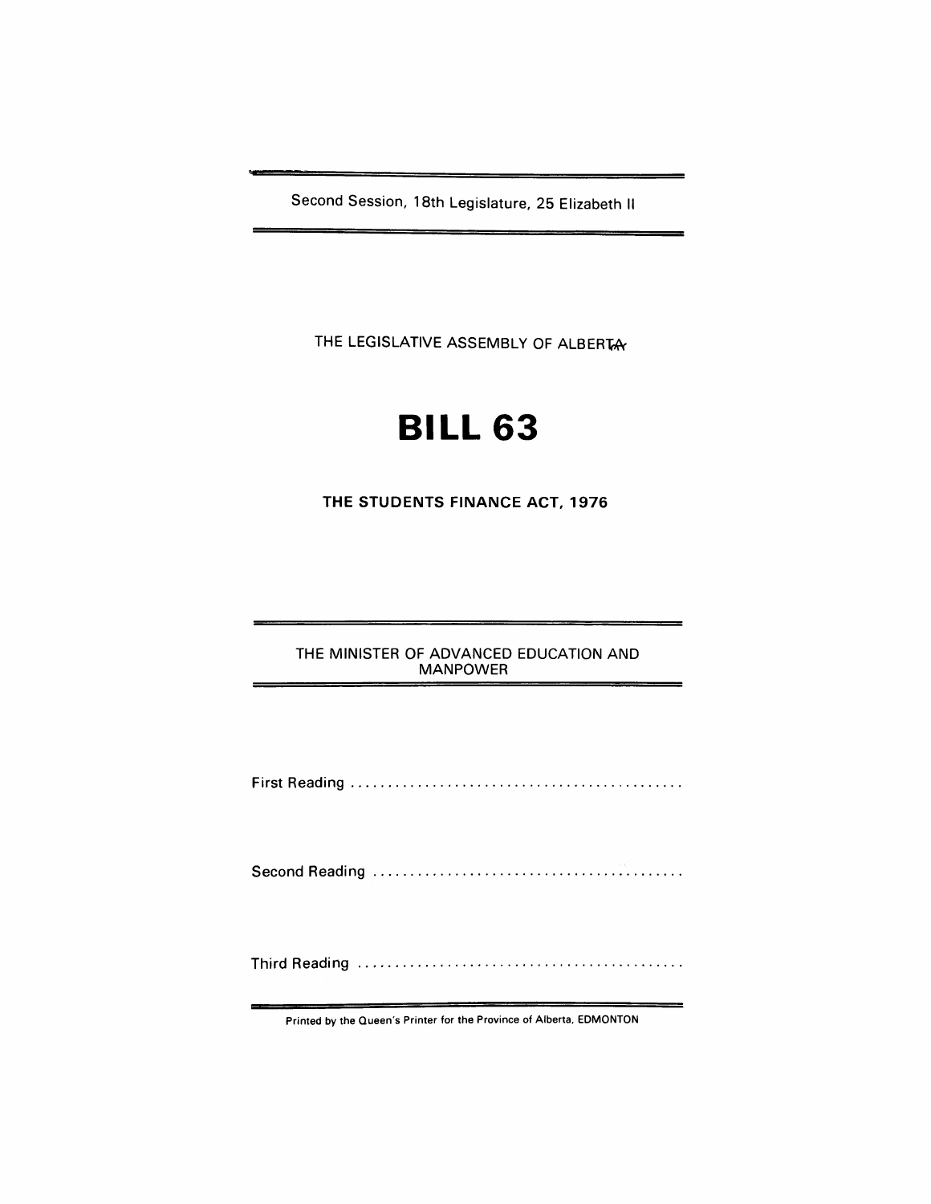Second Session, 18th Legislature, 25 Elizabeth II

THE LEGISLATIVE ASSEMBLY OF ALBERTA

# BILL 63

## THE STUDENTS FINANCE ACT, 1976

THE MINISTER OF ADVANCED EDUCATION AND MANPOWER

First Reading ............................................

Second Reading ............................................

Third Reading ............................................

Printed by the Queen's Printer for the Province of Alberta, EDMONTON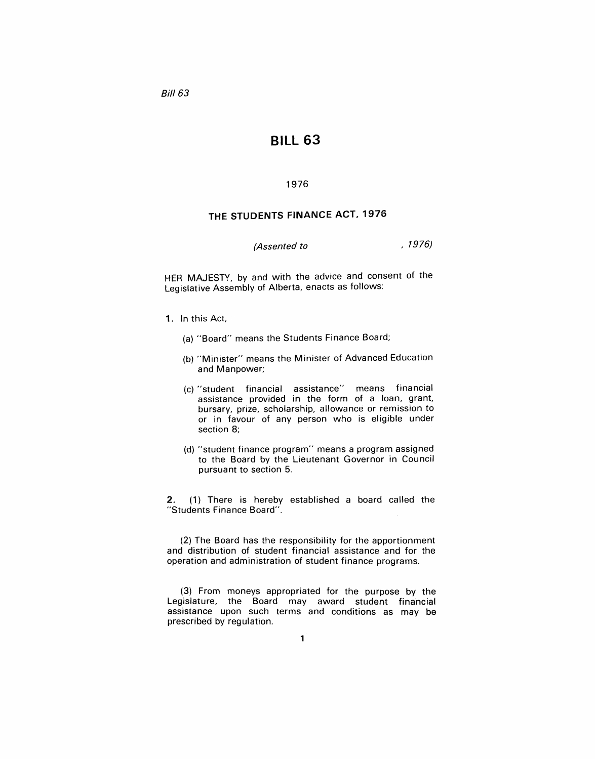*Bill 63*

# BILL 63

1976

## THE STUDENTS FINANCE ACT, 1976

*(Assented to , 1976)*

HER MAJESTY, by and with the advice and consent of the Legislative Assembly of Alberta, enacts as follows:

**1.** In this Act,

(a) "Board" means the Students Finance Board;

(b) "Minister" means the Minister of Advanced Education and Manpower;

(c) "student financial assistance" means financial assistance provided in the form of a loan, grant, bursary, prize, scholarship, allowance or remission to or in favour of any person who is eligible under section 8;

(d) "student finance program" means a program assigned to the Board by the Lieutenant Governor in Council pursuant to section 5.

**2.** (1) There is hereby established a board called the "Students Finance Board".

(2) The Board has the responsibility for the apportionment and distribution of student financial assistance and for the operation and administration of student finance programs.

(3) From moneys appropriated for the purpose by the Legislature, the Board may award student financial assistance upon such terms and conditions as may be prescribed by regulation.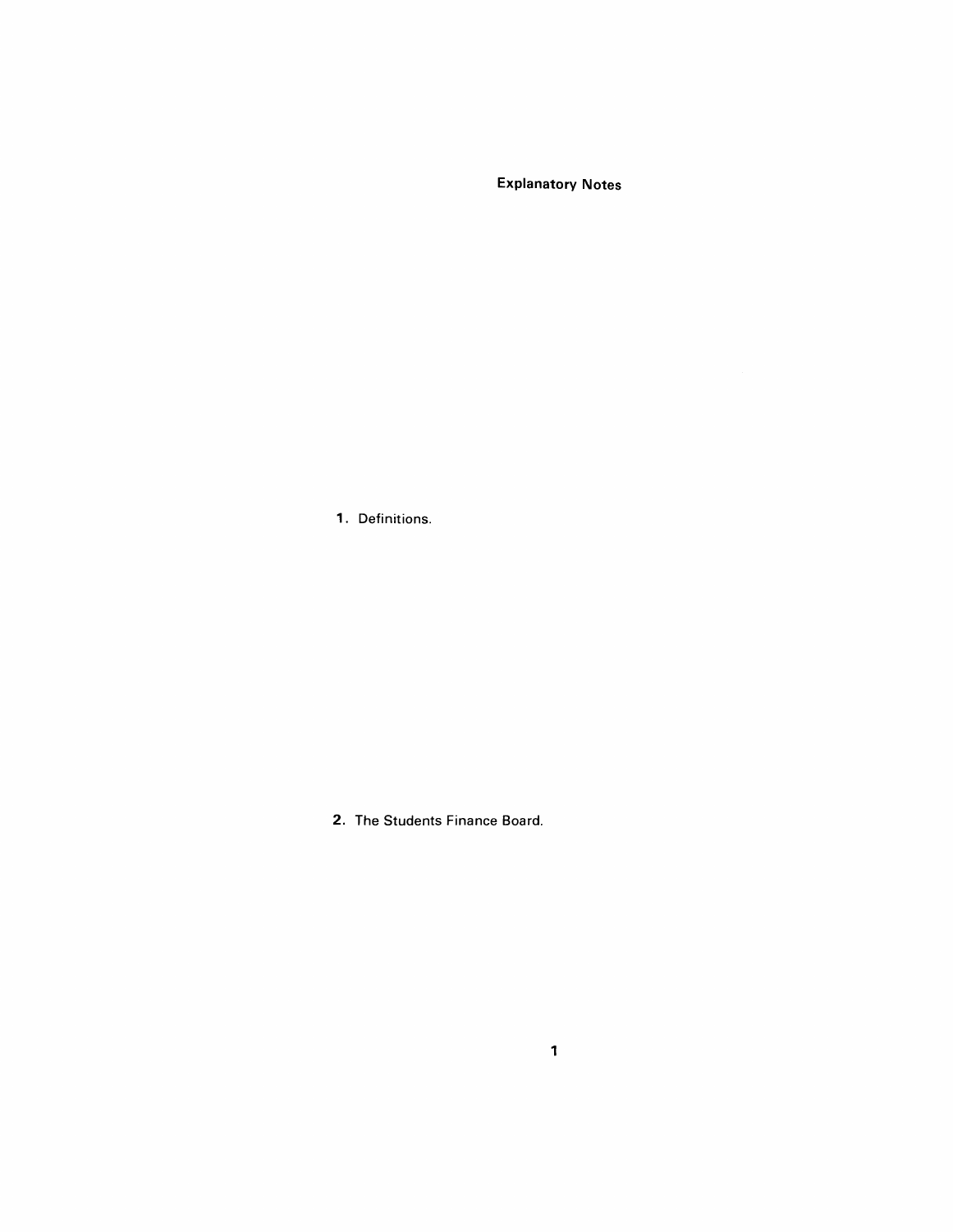# Explanatory Notes

**1.** Definitions.

**2.** The Students Finance Board.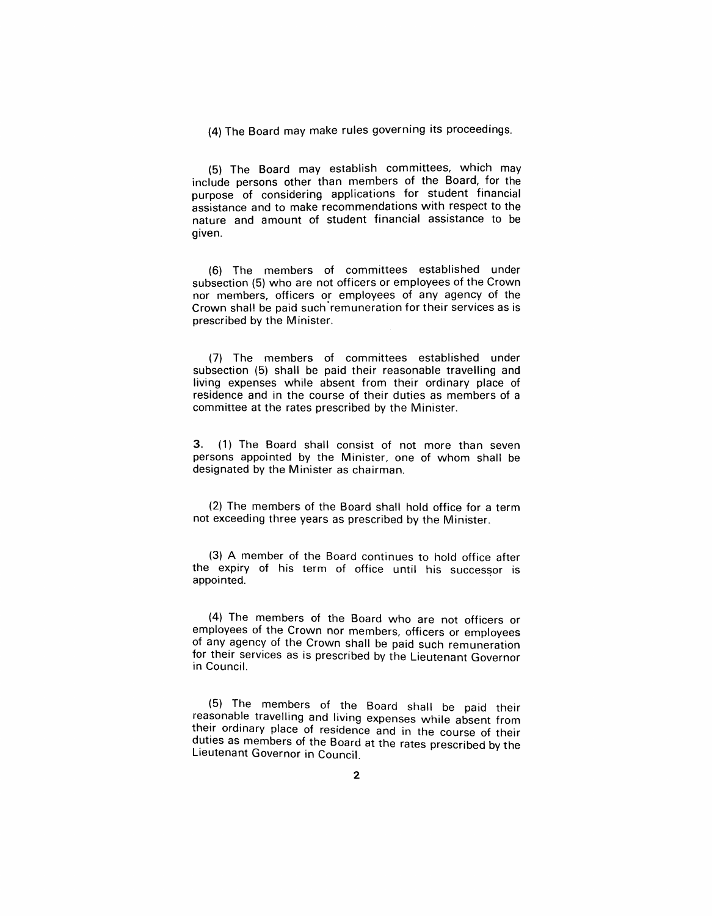(4) The Board may make rules governing its proceedings.

(5) The Board may establish committees, which may include persons other than members of the Board, for the purpose of considering applications for student financial assistance and to make recommendations with respect to the nature and amount of student financial assistance to be given.

(6) The members of committees established under subsection (5) who are not officers or employees of the Crown nor members, officers or employees of any agency of the Crown shall be paid such remuneration for their services as is prescribed by the Minister.

(7) The members of committees established under subsection (5) shall be paid their reasonable travelling and living expenses while absent from their ordinary place of residence and in the course of their duties as members of a committee at the rates prescribed by the Minister.

**3.** (1) The Board shall consist of not more than seven persons appointed by the Minister, one of whom shall be designated by the Minister as chairman.

(2) The members of the Board shall hold office for a term not exceeding three years as prescribed by the Minister.

(3) A member of the Board continues to hold office after the expiry of his term of office until his successor is appointed.

(4) The members of the Board who are not officers or employees of the Crown nor members, officers or employees of any agency of the Crown shall be paid such remuneration for their services as is prescribed by the Lieutenant Governor in Council.

(5) The members of the Board shall be paid their reasonable travelling and living expenses while absent from their ordinary place of residence and in the course of their duties as members of the Board at the rates prescribed by the Lieutenant Governor in Council.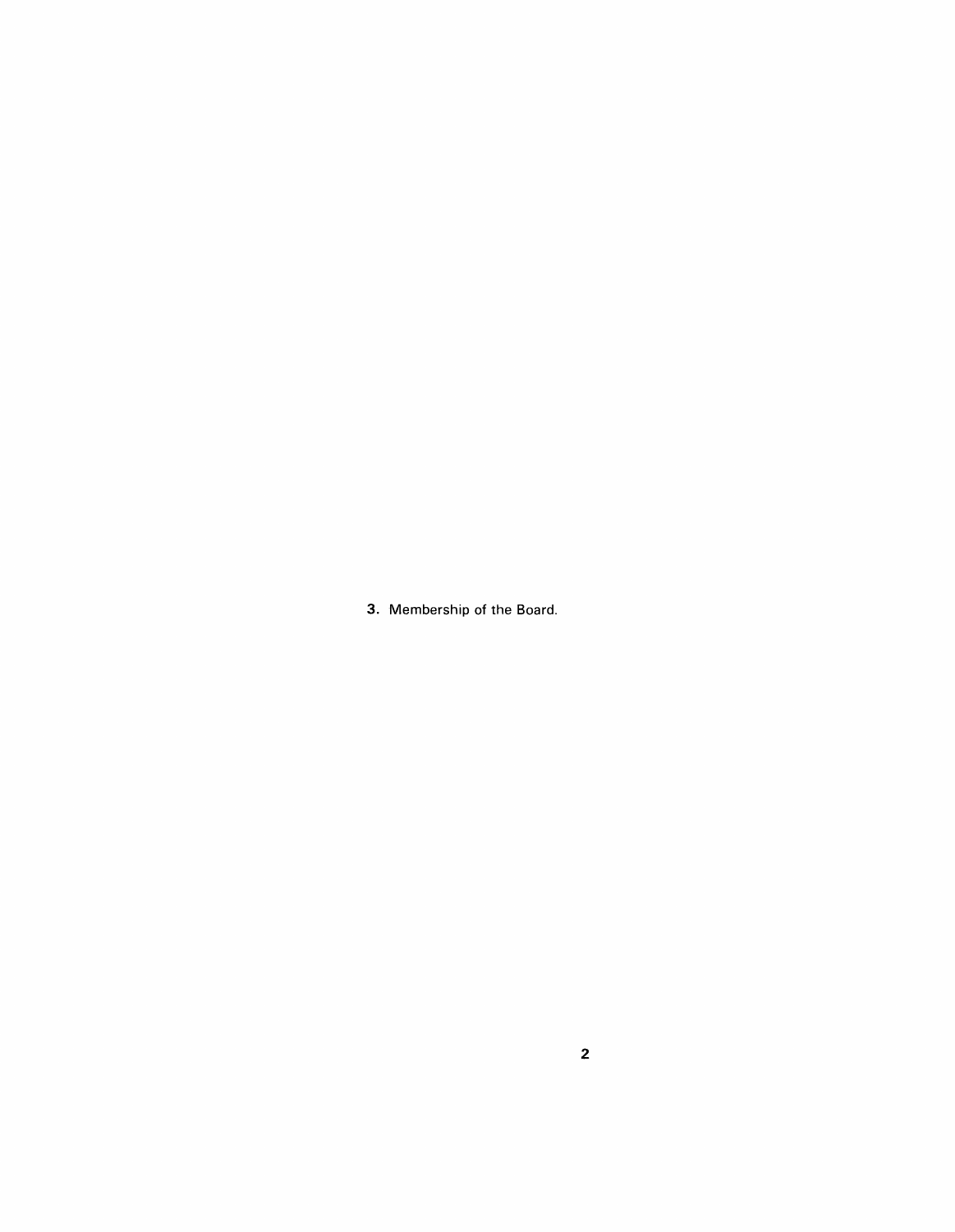**3.** Membership of the Board.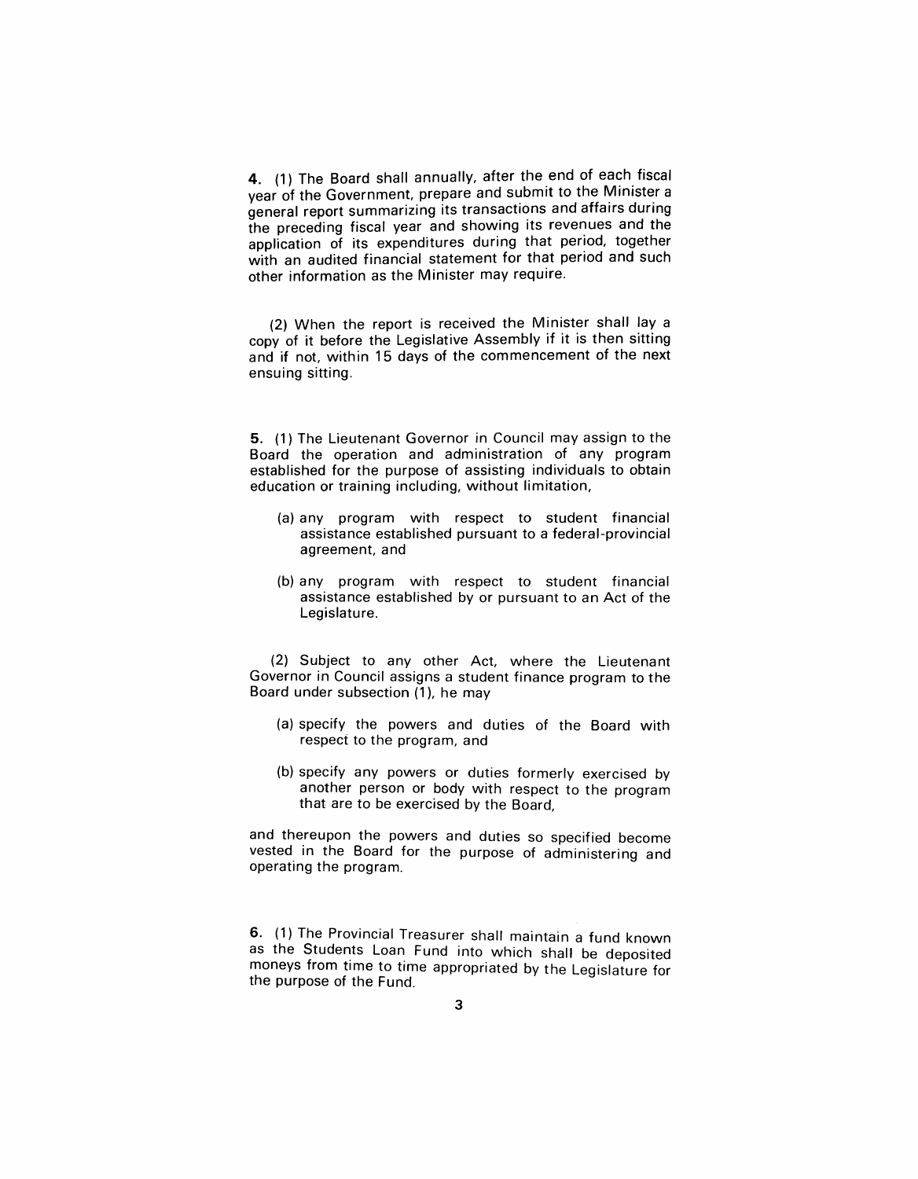**4.** (1) The Board shall annually, after the end of each fiscal year of the Government, prepare and submit to the Minister a general report summarizing its transactions and affairs during the preceding fiscal year and showing its revenues and the application of its expenditures during that period, together with an audited financial statement for that period and such other information as the Minister may require.

(2) When the report is received the Minister shall lay a copy of it before the Legislative Assembly if it is then sitting and if not, within 15 days of the commencement of the next ensuing sitting.

**5.** (1) The Lieutenant Governor in Council may assign to the Board the operation and administration of any program established for the purpose of assisting individuals to obtain education or training including, without limitation,

(a) any program with respect to student financial assistance established pursuant to a federal-provincial agreement, and

(b) any program with respect to student financial assistance established by or pursuant to an Act of the Legislature.

(2) Subject to any other Act, where the Lieutenant Governor in Council assigns a student finance program to the Board under subsection (1), he may

(a) specify the powers and duties of the Board with respect to the program, and

(b) specify any powers or duties formerly exercised by another person or body with respect to the program that are to be exercised by the Board,

and thereupon the powers and duties so specified become vested in the Board for the purpose of administering and operating the program.

**6.** (1) The Provincial Treasurer shall maintain a fund known as the Students Loan Fund into which shall be deposited moneys from time to time appropriated by the Legislature for the purpose of the Fund.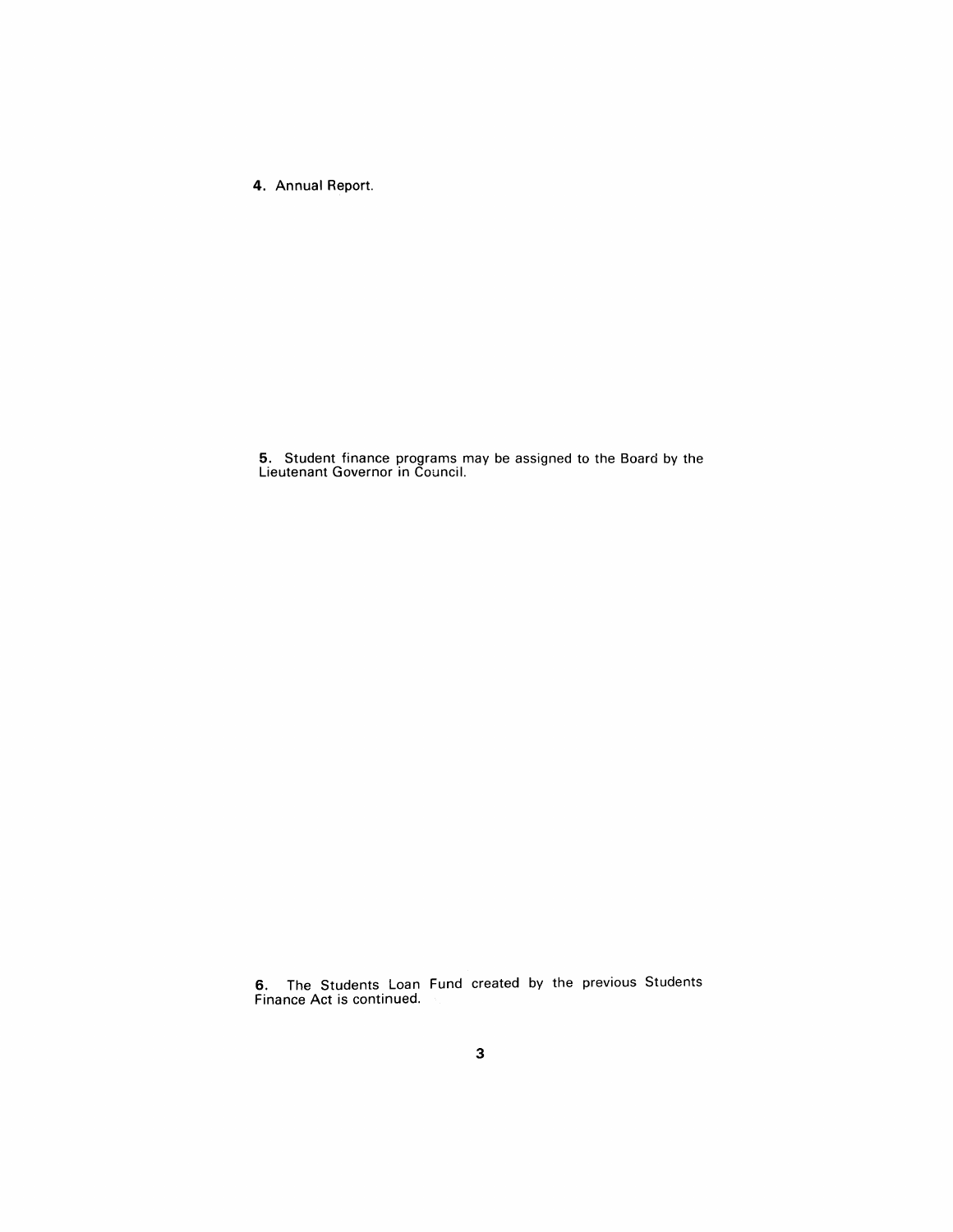**4**. Annual Report.

**5**. Student finance programs may be assigned to the Board by the Lieutenant Governor in Council.

**6**. The Students Loan Fund created by the previous Students Finance Act is continued.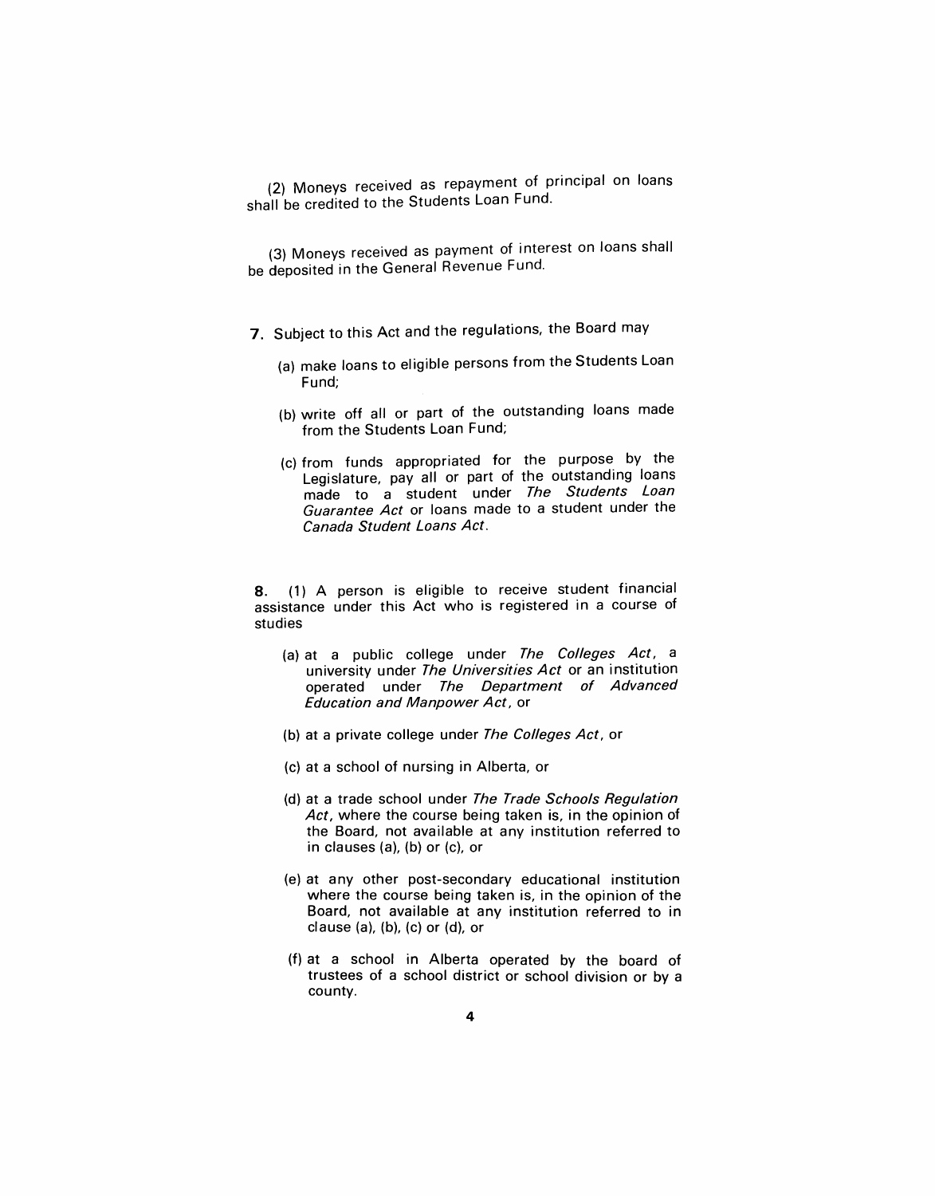(2) Moneys received as repayment of principal on loans shall be credited to the Students Loan Fund.

(3) Moneys received as payment of interest on loans shall be deposited in the General Revenue Fund.

**7.** Subject to this Act and the regulations, the Board may

(a) make loans to eligible persons from the Students Loan Fund;

(b) write off all or part of the outstanding loans made from the Students Loan Fund;

(c) from funds appropriated for the purpose by the Legislature, pay all or part of the outstanding loans made to a student under *The Students Loan Guarantee Act* or loans made to a student under the *Canada Student Loans Act*.

**8.** (1) A person is eligible to receive student financial assistance under this Act who is registered in a course of studies

(a) at a public college under *The Colleges Act*, a university under *The Universities Act* or an institution operated under *The Department of Advanced Education and Manpower Act*, or

(b) at a private college under *The Colleges Act*, or

(c) at a school of nursing in Alberta, or

(d) at a trade school under *The Trade Schools Regulation Act*, where the course being taken is, in the opinion of the Board, not available at any institution referred to in clauses (a), (b) or (c), or

(e) at any other post-secondary educational institution where the course being taken is, in the opinion of the Board, not available at any institution referred to in clause (a), (b), (c) or (d), or

(f) at a school in Alberta operated by the board of trustees of a school district or school division or by a county.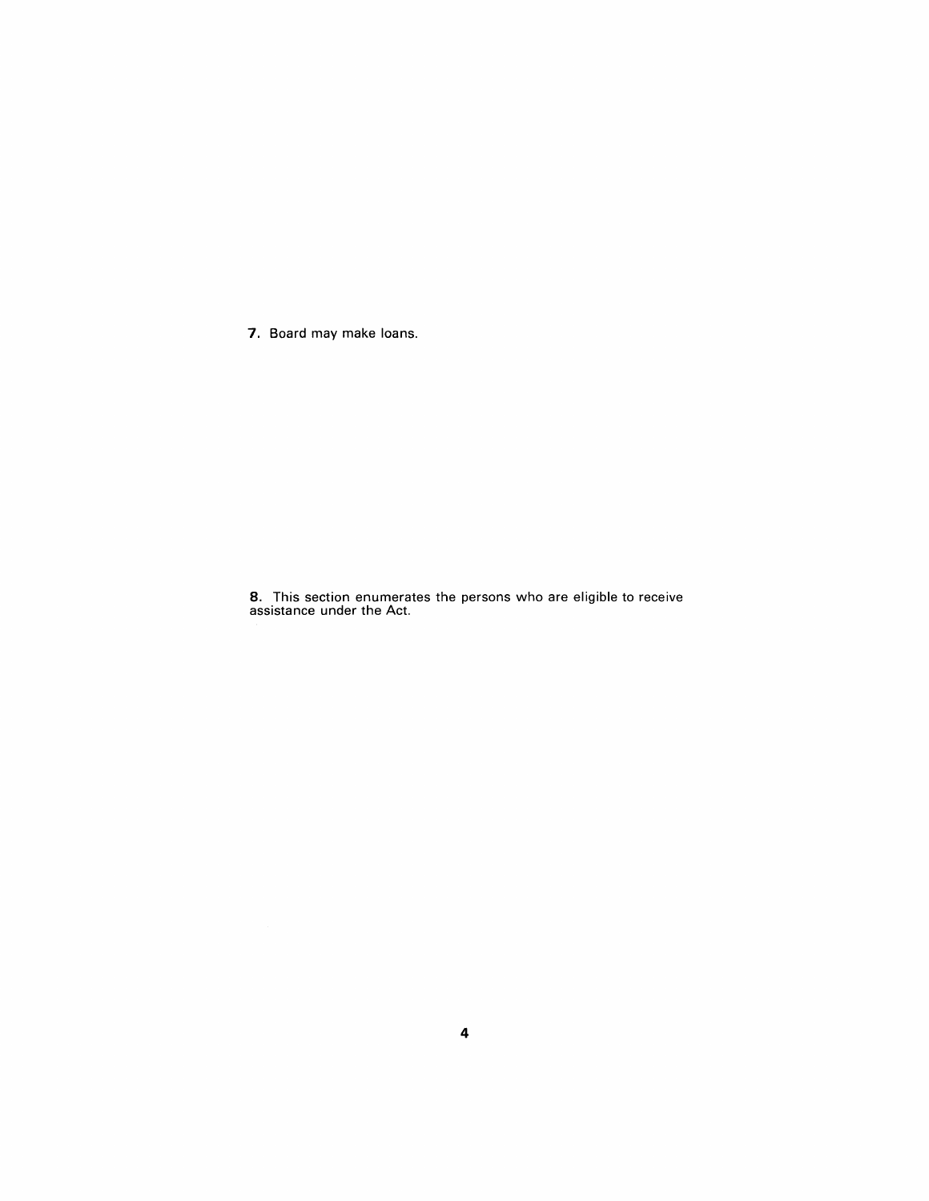**7.** Board may make loans.

**8.** This section enumerates the persons who are eligible to receive assistance under the Act.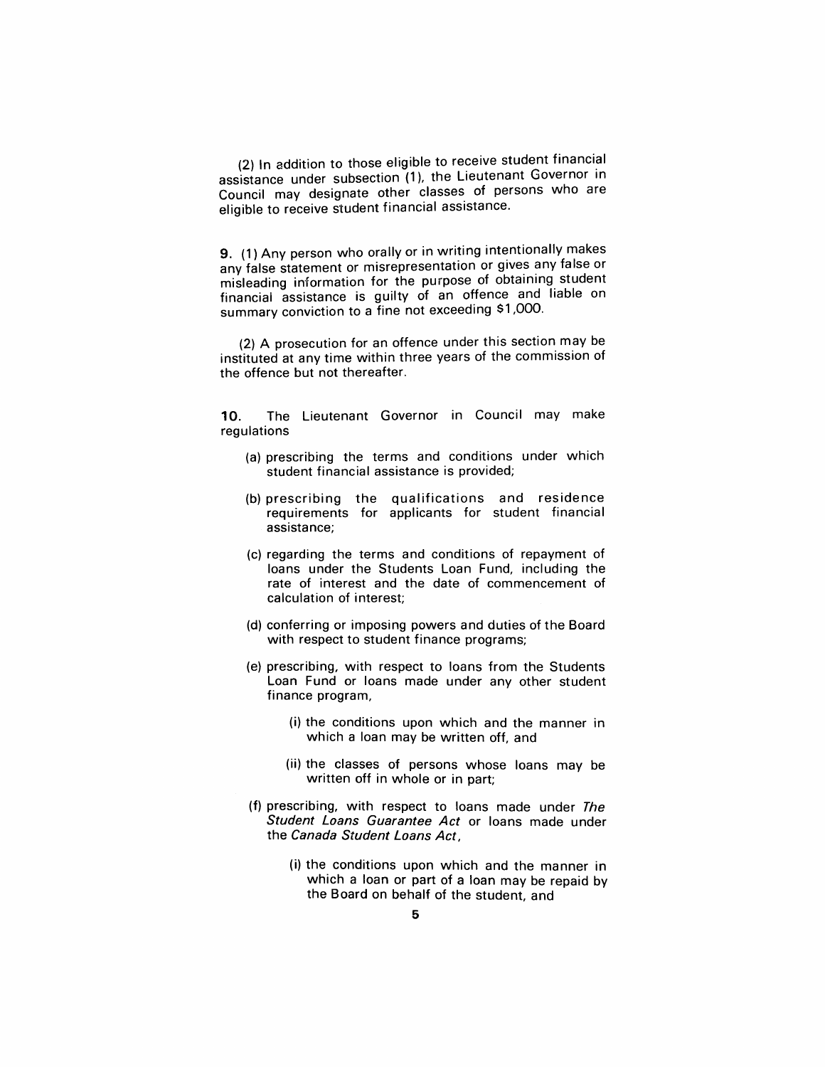(2) In addition to those eligible to receive student financial assistance under subsection (1), the Lieutenant Governor in Council may designate other classes of persons who are eligible to receive student financial assistance.

**9.** (1) Any person who orally or in writing intentionally makes any false statement or misrepresentation or gives any false or misleading information for the purpose of obtaining student financial assistance is guilty of an offence and liable on summary conviction to a fine not exceeding $1,000.

(2) A prosecution for an offence under this section may be instituted at any time within three years of the commission of the offence but not thereafter.

**10.** The Lieutenant Governor in Council may make regulations

- (a) prescribing the terms and conditions under which student financial assistance is provided;
- (b) prescribing the qualifications and residence requirements for applicants for student financial assistance;
- (c) regarding the terms and conditions of repayment of loans under the Students Loan Fund, including the rate of interest and the date of commencement of calculation of interest;
- (d) conferring or imposing powers and duties of the Board with respect to student finance programs;
- (e) prescribing, with respect to loans from the Students Loan Fund or loans made under any other student finance program,
  - (i) the conditions upon which and the manner in which a loan may be written off, and
  - (ii) the classes of persons whose loans may be written off in whole or in part;
- (f) prescribing, with respect to loans made under *The Student Loans Guarantee Act* or loans made under the *Canada Student Loans Act*,
  - (i) the conditions upon which and the manner in which a loan or part of a loan may be repaid by the Board on behalf of the student, and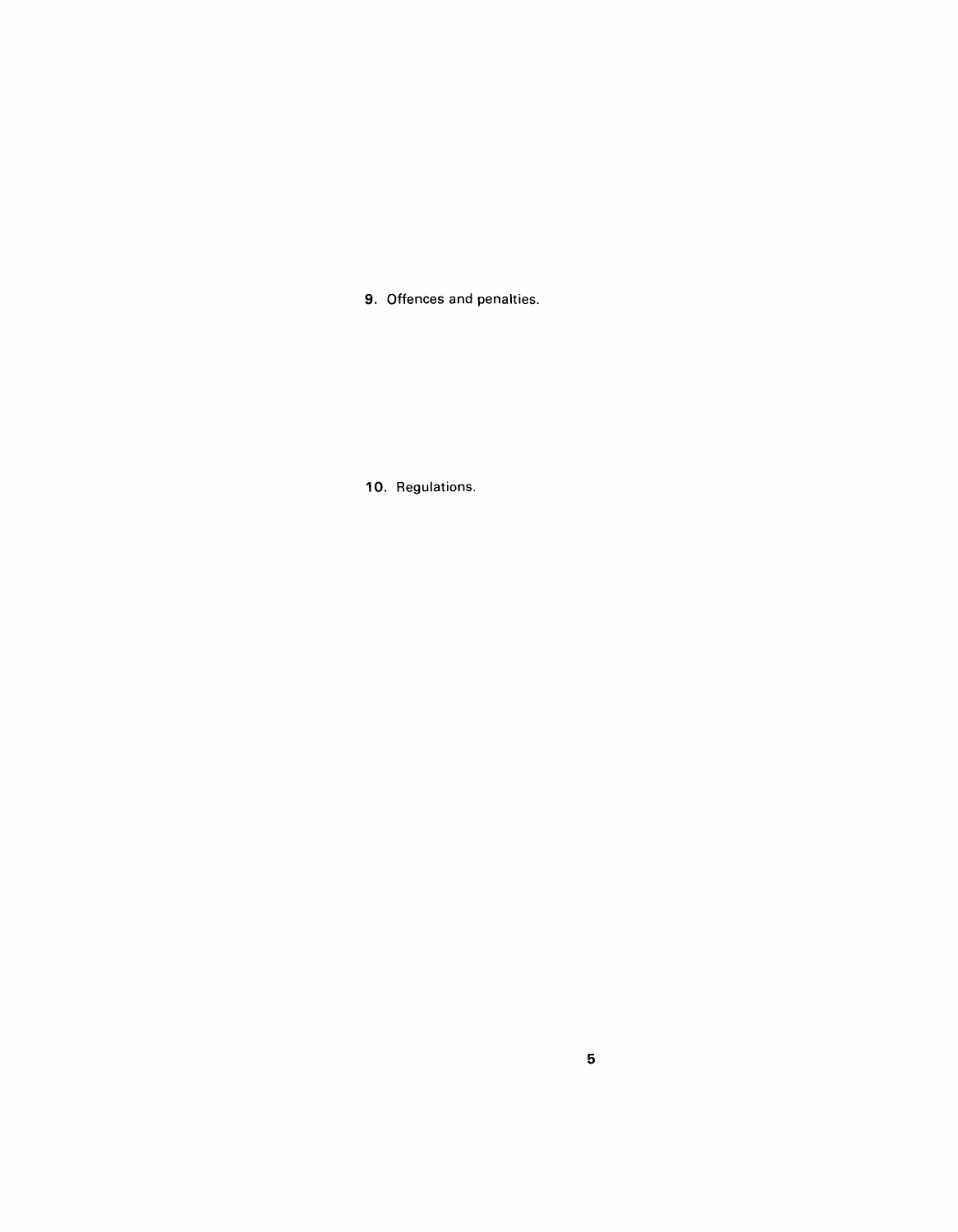**9.** Offences and penalties.

**10.** Regulations.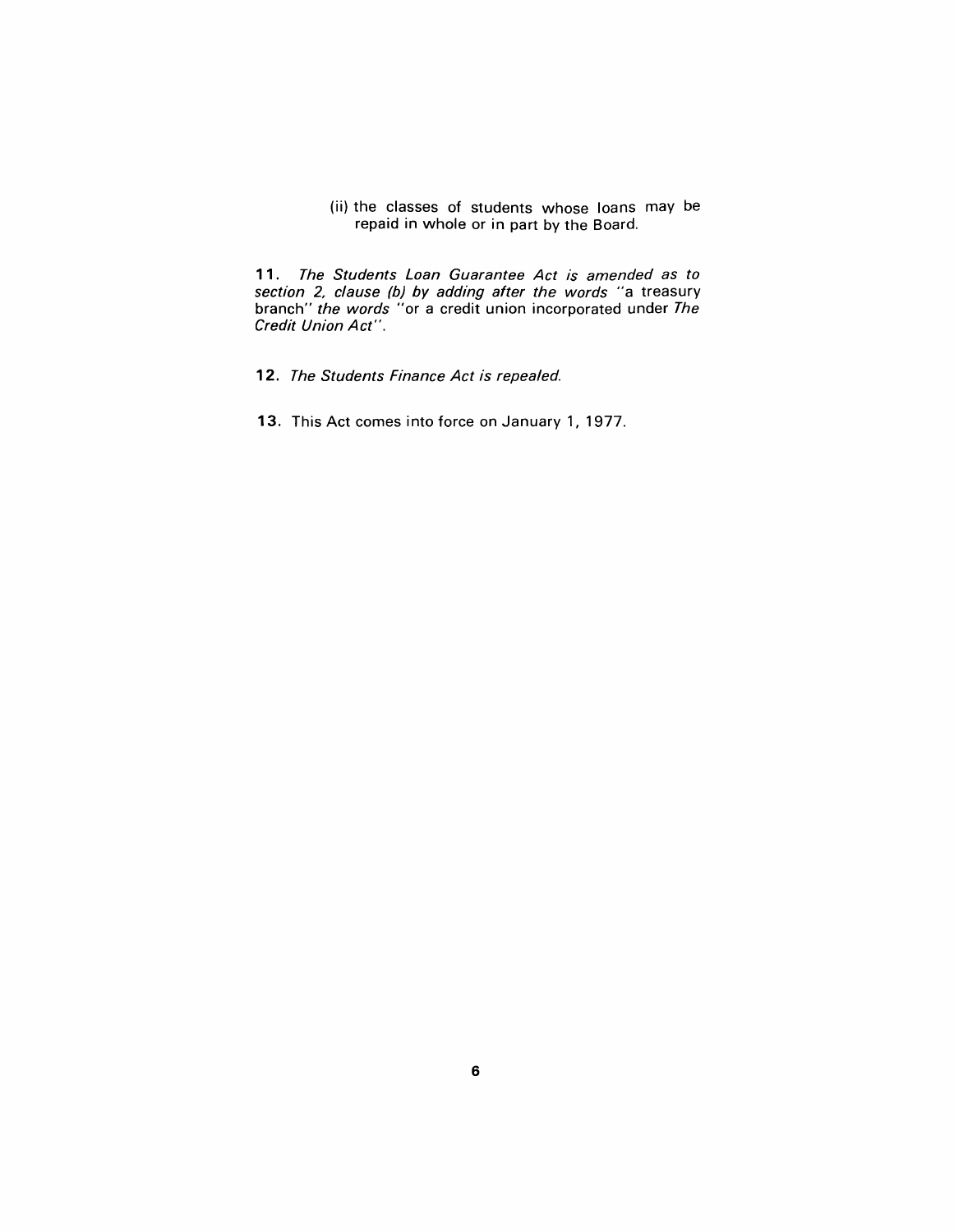(ii) the classes of students whose loans may be repaid in whole or in part by the Board.

**11.** *The Students Loan Guarantee Act is amended as to section 2, clause (b) by adding after the words* "a treasury branch" *the words* "or a credit union incorporated under *The Credit Union Act*".

**12.** *The Students Finance Act is repealed.*

**13.** This Act comes into force on January 1, 1977.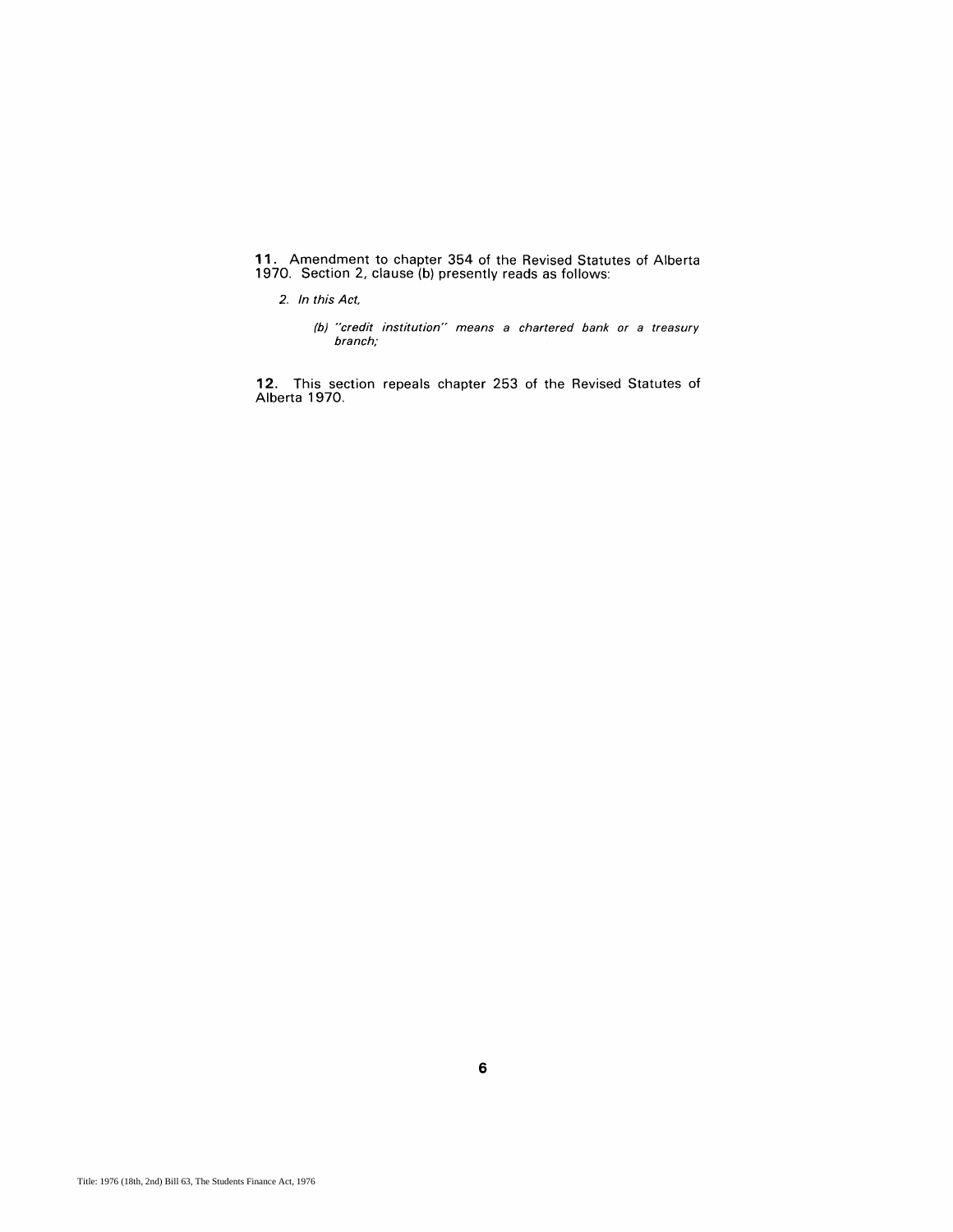**11.** Amendment to chapter 354 of the Revised Statutes of Alberta 1970. Section 2, clause (b) presently reads as follows:

*2. In this Act,*

*(b) "credit institution" means a chartered bank or a treasury branch;*

**12.** This section repeals chapter 253 of the Revised Statutes of Alberta 1970.

Title: 1976 (18th, 2nd) Bill 63, The Students Finance Act, 1976